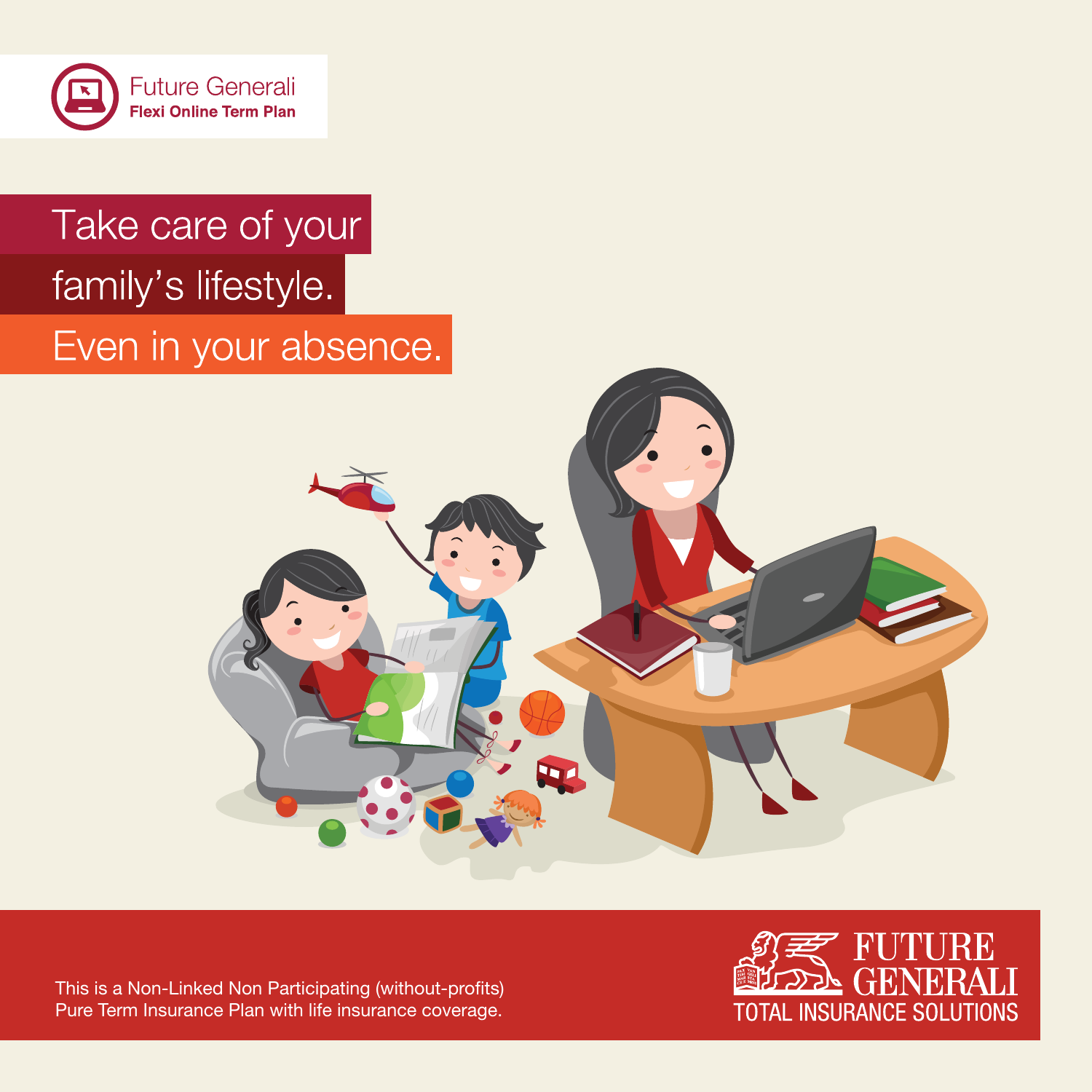Future Generali
**Flexi Online Term Plan**

# Take care of your family's lifestyle. Even in your absence.

This is a Non-Linked Non Participating (without-profits) Pure Term Insurance Plan with life insurance coverage.

FUTURE GENERALI
TOTAL INSURANCE SOLUTIONS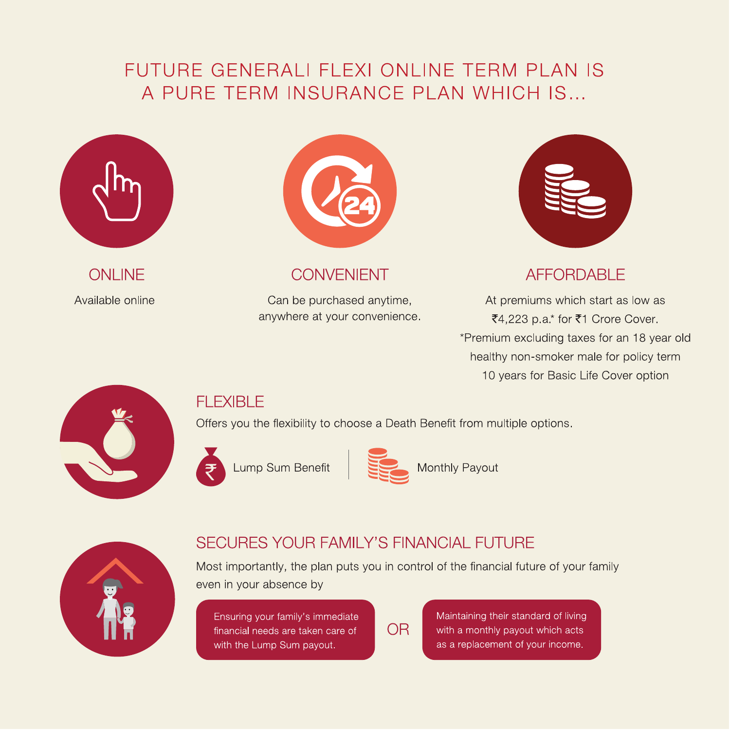# FUTURE GENERALI FLEXI ONLINE TERM PLAN IS A PURE TERM INSURANCE PLAN WHICH IS...

## ONLINE

Available online

## CONVENIENT

Can be purchased anytime, anywhere at your convenience.

## AFFORDABLE

At premiums which start as low as ₹4,223 p.a.* for ₹1 Crore Cover.

*Premium excluding taxes for an 18 year old healthy non-smoker male for policy term 10 years for Basic Life Cover option

## FLEXIBLE

Offers you the flexibility to choose a Death Benefit from multiple options.

- Lump Sum Benefit
- Monthly Payout

## SECURES YOUR FAMILY'S FINANCIAL FUTURE

Most importantly, the plan puts you in control of the financial future of your family even in your absence by

Ensuring your family's immediate financial needs are taken care of with the Lump Sum payout.

OR

Maintaining their standard of living with a monthly payout which acts as a replacement of your income.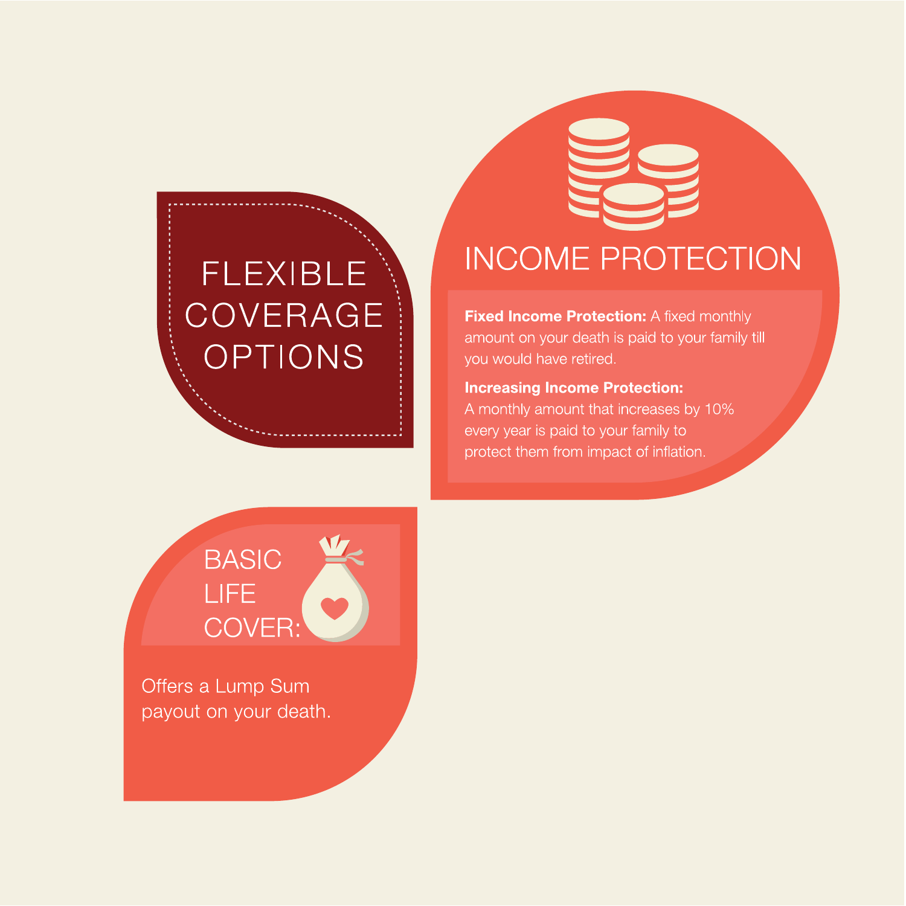# FLEXIBLE COVERAGE OPTIONS

## INCOME PROTECTION

**Fixed Income Protection:** A fixed monthly amount on your death is paid to your family till you would have retired.

**Increasing Income Protection:** A monthly amount that increases by 10% every year is paid to your family to protect them from impact of inflation.

## BASIC LIFE COVER:

Offers a Lump Sum payout on your death.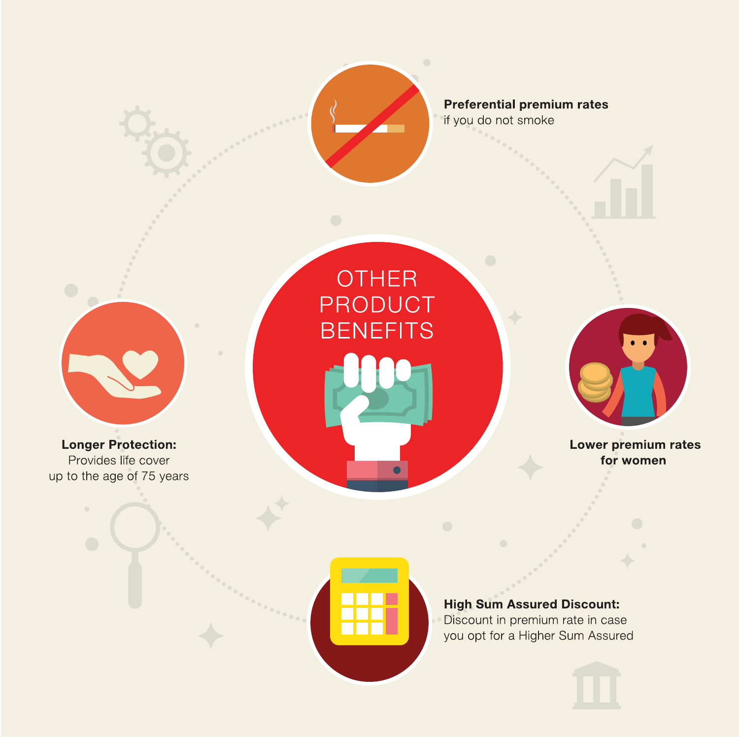# OTHER PRODUCT BENEFITS

**Preferential premium rates**
if you do not smoke

**Lower premium rates for women**

**High Sum Assured Discount:**
Discount in premium rate in case you opt for a Higher Sum Assured

**Longer Protection:**
Provides life cover up to the age of 75 years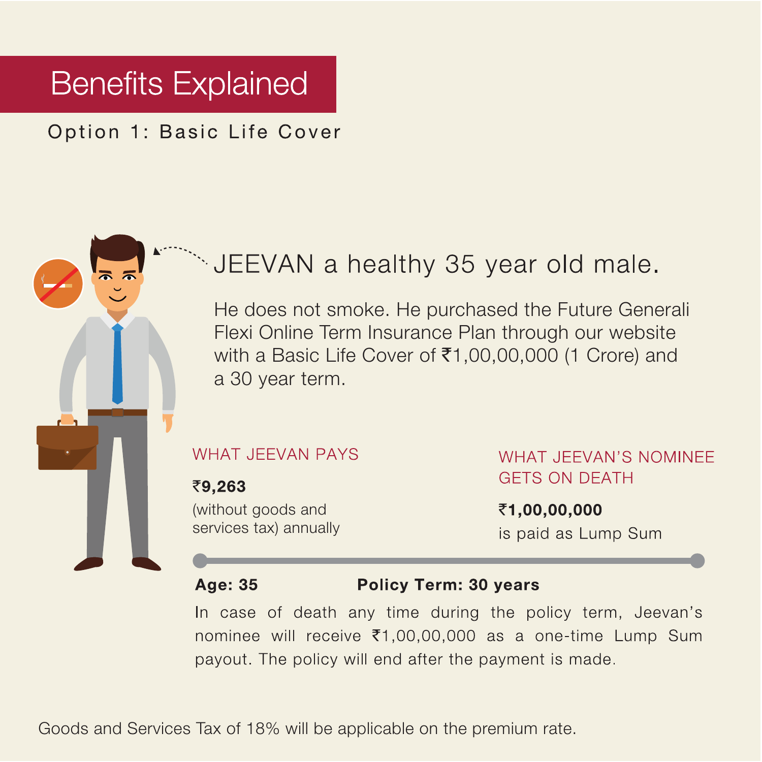# Benefits Explained

## Option 1: Basic Life Cover

### JEEVAN a healthy 35 year old male.

He does not smoke. He purchased the Future Generali Flexi Online Term Insurance Plan through our website with a Basic Life Cover of ₹1,00,00,000 (1 Crore) and a 30 year term.

**WHAT JEEVAN PAYS**

**₹9,263**
(without goods and services tax) annually

**WHAT JEEVAN'S NOMINEE GETS ON DEATH**

**₹1,00,00,000**
is paid as Lump Sum

**Age: 35** **Policy Term: 30 years**

In case of death any time during the policy term, Jeevan's nominee will receive ₹1,00,00,000 as a one-time Lump Sum payout. The policy will end after the payment is made.

Goods and Services Tax of 18% will be applicable on the premium rate.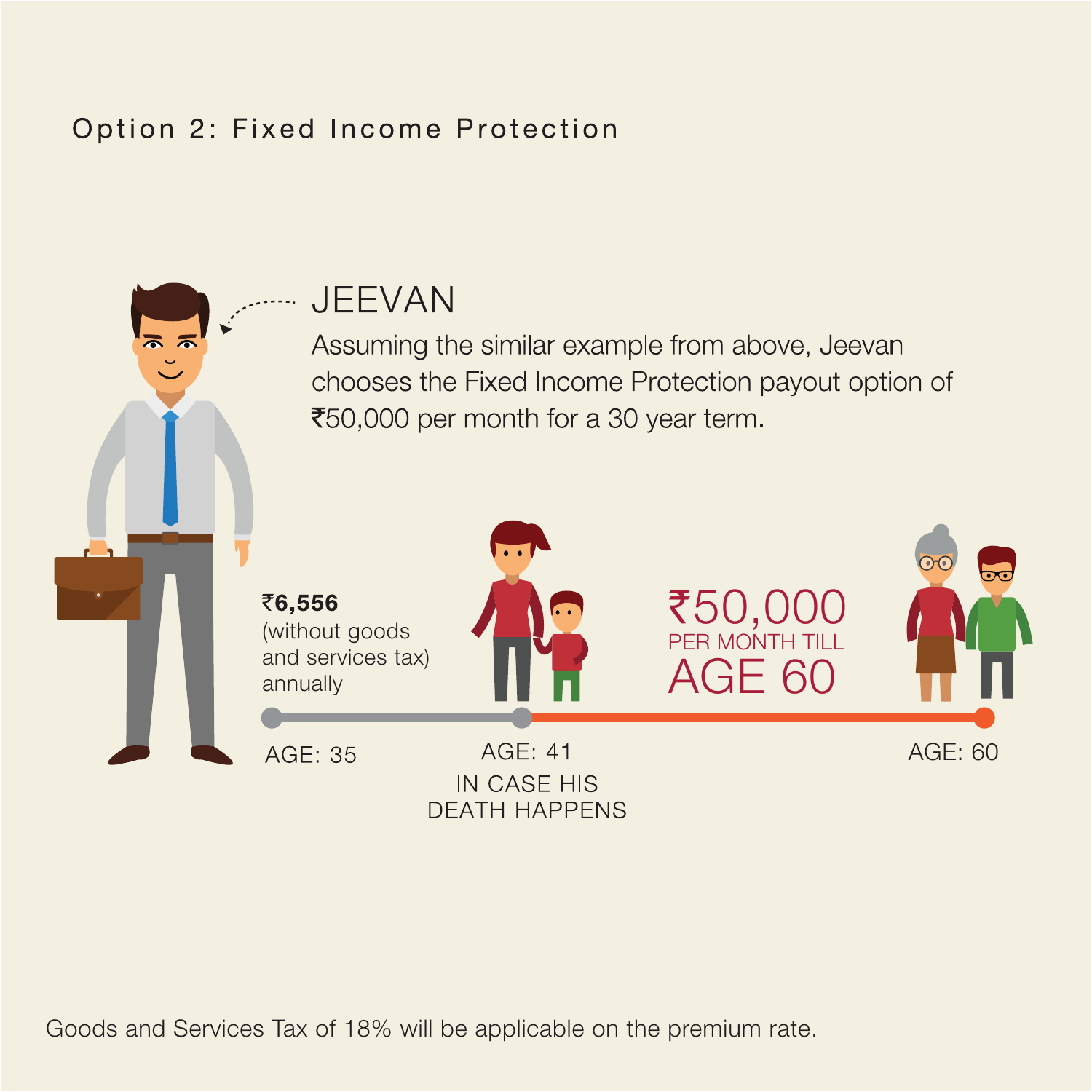## Option 2: Fixed Income Protection

### JEEVAN

Assuming the similar example from above, Jeevan chooses the Fixed Income Protection payout option of ₹50,000 per month for a 30 year term.

**₹6,556** (without goods and services tax) annually

₹50,000 PER MONTH TILL AGE 60

AGE: 35

AGE: 41 IN CASE HIS DEATH HAPPENS

AGE: 60

Goods and Services Tax of 18% will be applicable on the premium rate.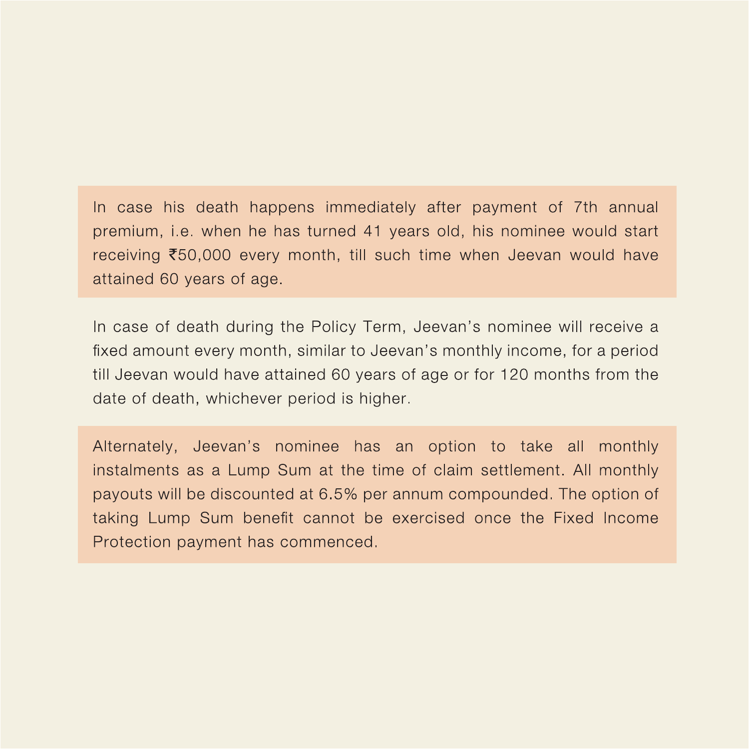In case his death happens immediately after payment of 7th annual premium, i.e. when he has turned 41 years old, his nominee would start receiving ₹50,000 every month, till such time when Jeevan would have attained 60 years of age.

In case of death during the Policy Term, Jeevan's nominee will receive a fixed amount every month, similar to Jeevan's monthly income, for a period till Jeevan would have attained 60 years of age or for 120 months from the date of death, whichever period is higher.

Alternately, Jeevan's nominee has an option to take all monthly instalments as a Lump Sum at the time of claim settlement. All monthly payouts will be discounted at 6.5% per annum compounded. The option of taking Lump Sum benefit cannot be exercised once the Fixed Income Protection payment has commenced.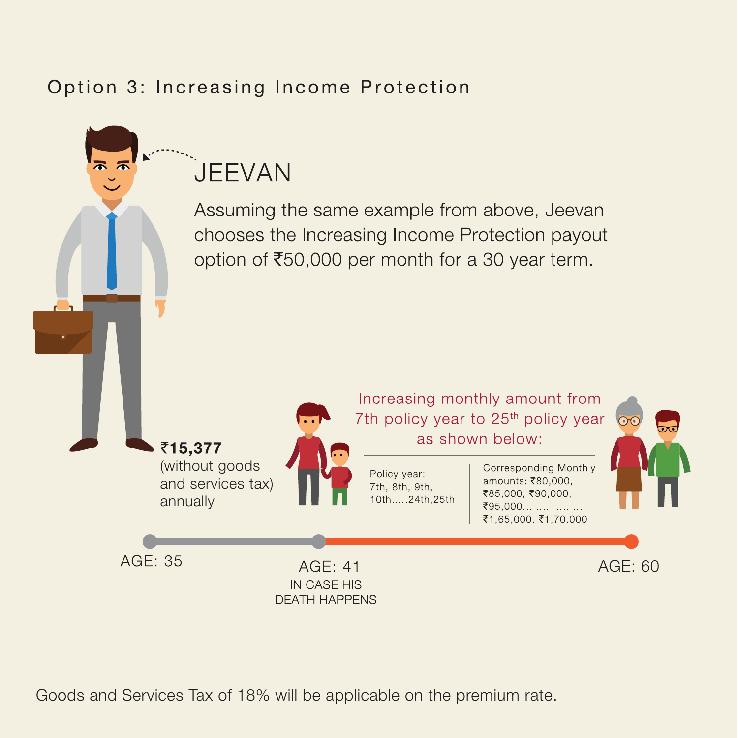## Option 3: Increasing Income Protection

### JEEVAN

Assuming the same example from above, Jeevan chooses the Increasing Income Protection payout option of ₹50,000 per month for a 30 year term.

**₹15,377** (without goods and services tax) annually

Increasing monthly amount from 7th policy year to 25th policy year as shown below:

| Policy year: | Corresponding Monthly amounts: |
|---|---|
| 7th, 8th, 9th, 10th.....24th,25th | ₹80,000, ₹85,000, ₹90,000, ₹95,000................. ₹1,65,000, ₹1,70,000 |

AGE: 35

AGE: 41
IN CASE HIS DEATH HAPPENS

AGE: 60

Goods and Services Tax of 18% will be applicable on the premium rate.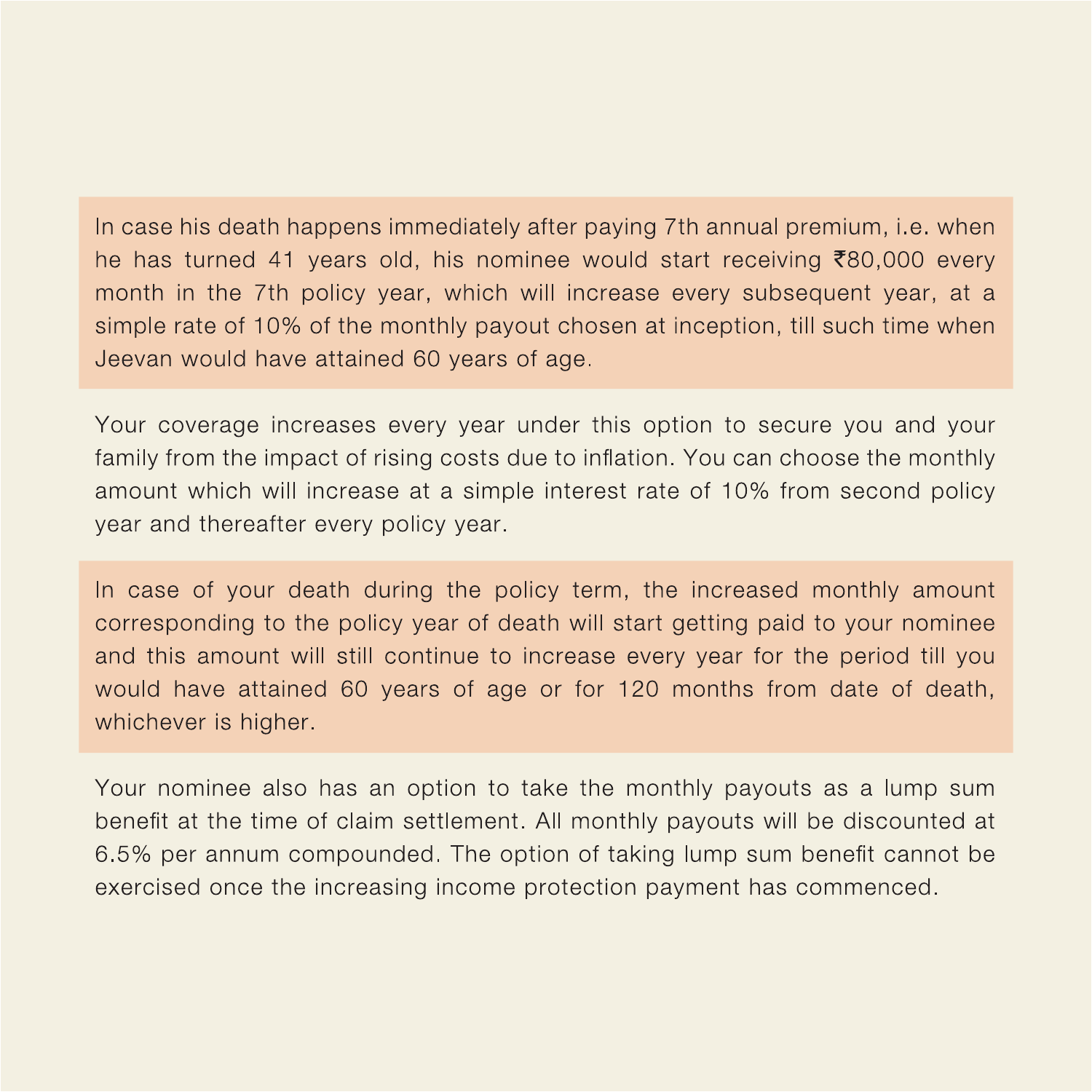In case his death happens immediately after paying 7th annual premium, i.e. when he has turned 41 years old, his nominee would start receiving ₹80,000 every month in the 7th policy year, which will increase every subsequent year, at a simple rate of 10% of the monthly payout chosen at inception, till such time when Jeevan would have attained 60 years of age.

Your coverage increases every year under this option to secure you and your family from the impact of rising costs due to inflation. You can choose the monthly amount which will increase at a simple interest rate of 10% from second policy year and thereafter every policy year.

In case of your death during the policy term, the increased monthly amount corresponding to the policy year of death will start getting paid to your nominee and this amount will still continue to increase every year for the period till you would have attained 60 years of age or for 120 months from date of death, whichever is higher.

Your nominee also has an option to take the monthly payouts as a lump sum benefit at the time of claim settlement. All monthly payouts will be discounted at 6.5% per annum compounded. The option of taking lump sum benefit cannot be exercised once the increasing income protection payment has commenced.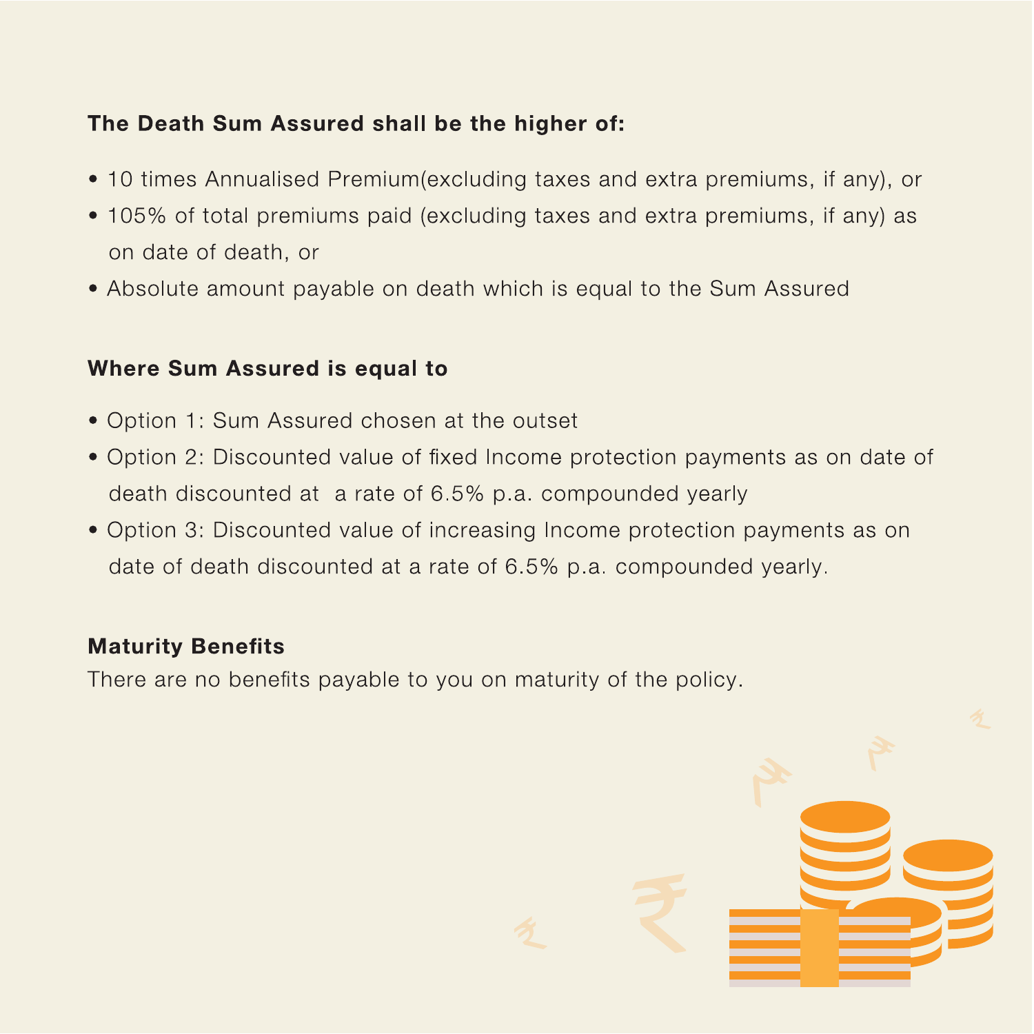**The Death Sum Assured shall be the higher of:**

- 10 times Annualised Premium(excluding taxes and extra premiums, if any), or
- 105% of total premiums paid (excluding taxes and extra premiums, if any) as on date of death, or
- Absolute amount payable on death which is equal to the Sum Assured

**Where Sum Assured is equal to**

- Option 1: Sum Assured chosen at the outset
- Option 2: Discounted value of fixed Income protection payments as on date of death discounted at a rate of 6.5% p.a. compounded yearly
- Option 3: Discounted value of increasing Income protection payments as on date of death discounted at a rate of 6.5% p.a. compounded yearly.

**Maturity Benefits**

There are no benefits payable to you on maturity of the policy.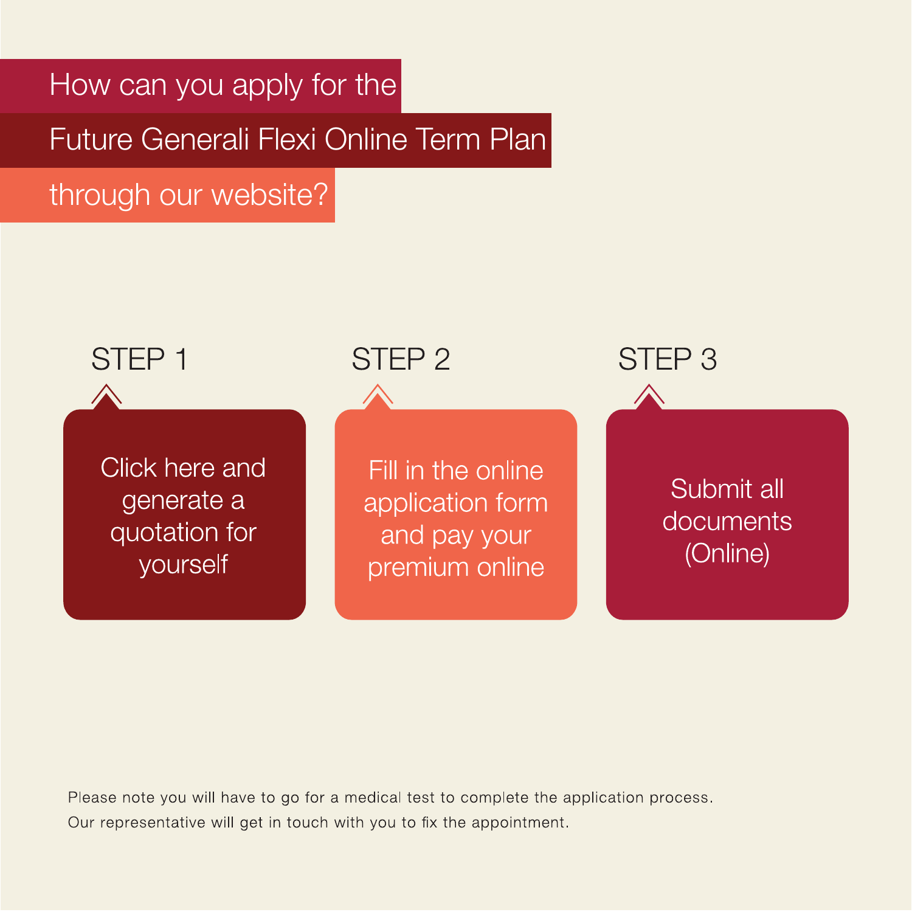# How can you apply for the Future Generali Flexi Online Term Plan through our website?

**STEP 1**

Click here and generate a quotation for yourself

**STEP 2**

Fill in the online application form and pay your premium online

**STEP 3**

Submit all documents (Online)

Please note you will have to go for a medical test to complete the application process.
Our representative will get in touch with you to fix the appointment.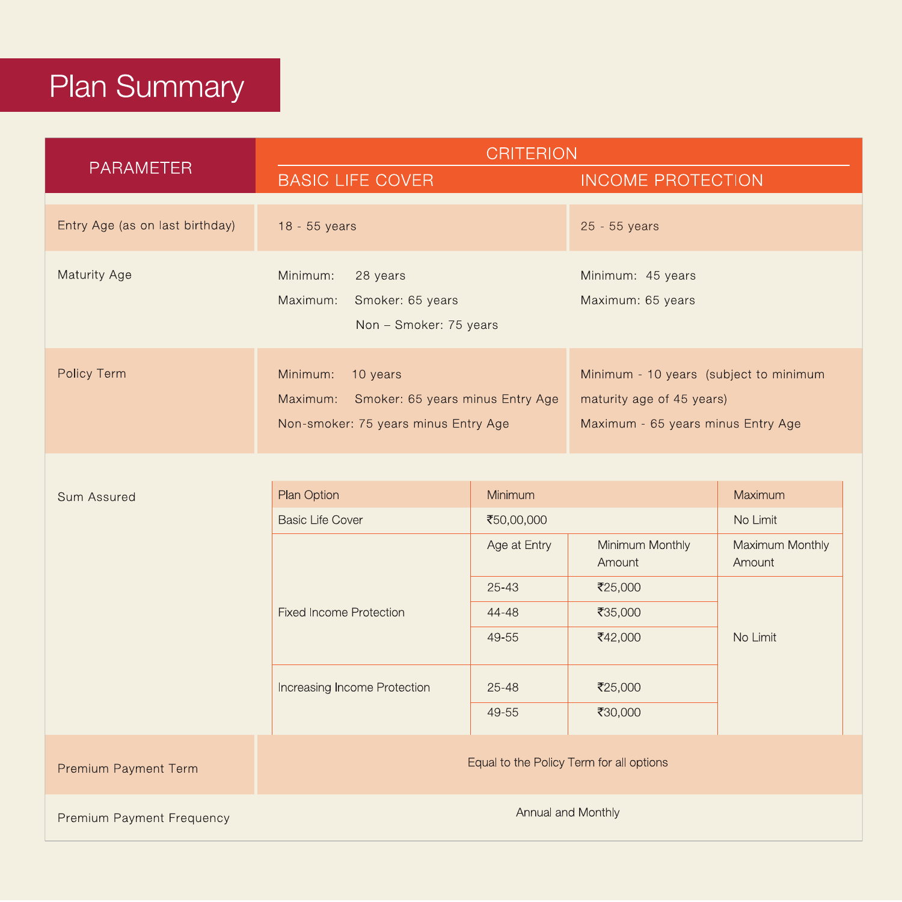# Plan Summary

| PARAMETER | CRITERION | |
|---|---|---|
| | BASIC LIFE COVER | INCOME PROTECTION |
| Entry Age (as on last birthday) | 18 - 55 years | 25 - 55 years |
| Maturity Age | Minimum: 28 years<br>Maximum: Smoker: 65 years<br>Non – Smoker: 75 years | Minimum: 45 years<br>Maximum: 65 years |
| Policy Term | Minimum: 10 years<br>Maximum: Smoker: 65 years minus Entry Age<br>Non-smoker: 75 years minus Entry Age | Minimum - 10 years (subject to minimum maturity age of 45 years)<br>Maximum - 65 years minus Entry Age |
| Sum Assured | See table below | |
| Premium Payment Term | Equal to the Policy Term for all options | |
| Premium Payment Frequency | Annual and Monthly | |

**Sum Assured**

| Plan Option | Minimum | | Maximum |
|---|---|---|---|
| Basic Life Cover | ₹50,00,000 | | No Limit |
| | Age at Entry | Minimum Monthly Amount | Maximum Monthly Amount |
| Fixed Income Protection | 25-43 | ₹25,000 | No Limit |
| | 44-48 | ₹35,000 | |
| | 49-55 | ₹42,000 | |
| Increasing Income Protection | 25-48 | ₹25,000 | |
| | 49-55 | ₹30,000 | |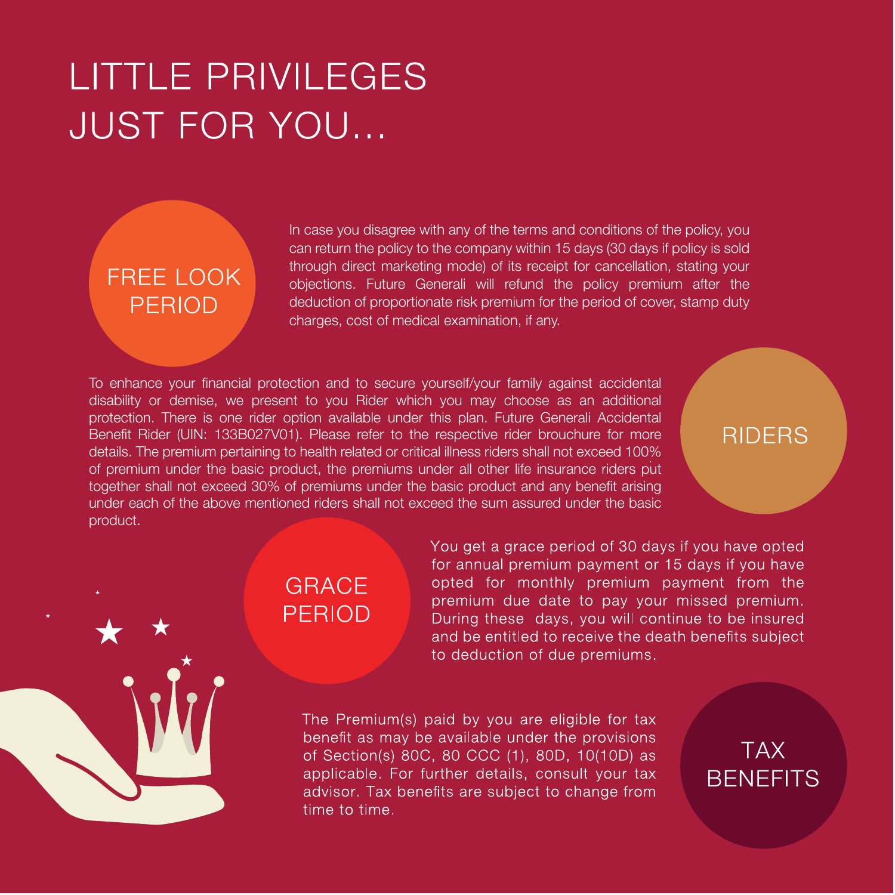# LITTLE PRIVILEGES JUST FOR YOU...

## FREE LOOK PERIOD

In case you disagree with any of the terms and conditions of the policy, you can return the policy to the company within 15 days (30 days if policy is sold through direct marketing mode) of its receipt for cancellation, stating your objections. Future Generali will refund the policy premium after the deduction of proportionate risk premium for the period of cover, stamp duty charges, cost of medical examination, if any.

## RIDERS

To enhance your financial protection and to secure yourself/your family against accidental disability or demise, we present to you Rider which you may choose as an additional protection. There is one rider option available under this plan. Future Generali Accidental Benefit Rider (UIN: 133B027V01). Please refer to the respective rider brouchure for more details. The premium pertaining to health related or critical illness riders shall not exceed 100% of premium under the basic product, the premiums under all other life insurance riders put together shall not exceed 30% of premiums under the basic product and any benefit arising under each of the above mentioned riders shall not exceed the sum assured under the basic product.

## GRACE PERIOD

You get a grace period of 30 days if you have opted for annual premium payment or 15 days if you have opted for monthly premium payment from the premium due date to pay your missed premium. During these days, you will continue to be insured and be entitled to receive the death benefits subject to deduction of due premiums.

## TAX BENEFITS

The Premium(s) paid by you are eligible for tax benefit as may be available under the provisions of Section(s) 80C, 80 CCC (1), 80D, 10(10D) as applicable. For further details, consult your tax advisor. Tax benefits are subject to change from time to time.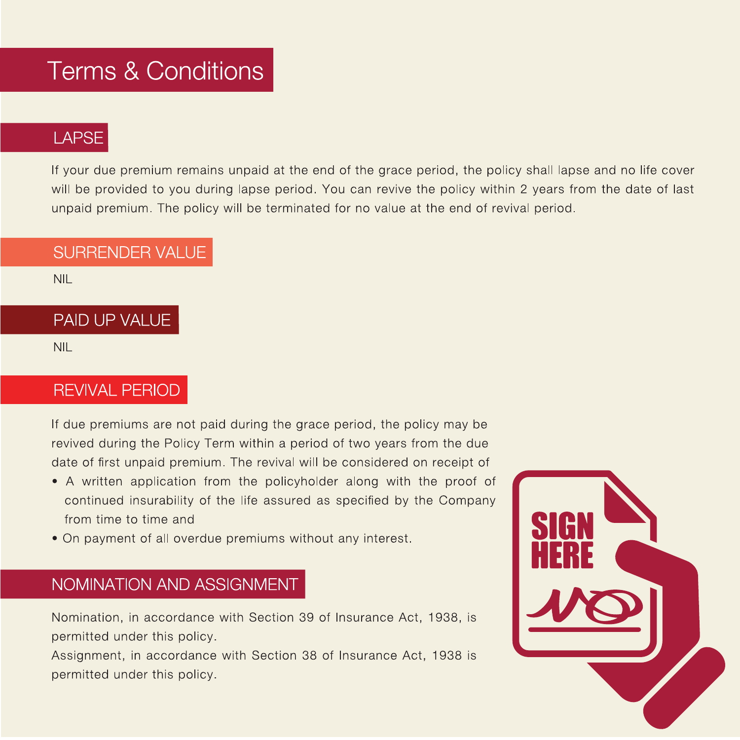# Terms & Conditions

## LAPSE

If your due premium remains unpaid at the end of the grace period, the policy shall lapse and no life cover will be provided to you during lapse period. You can revive the policy within 2 years from the date of last unpaid premium. The policy will be terminated for no value at the end of revival period.

## SURRENDER VALUE

NIL

## PAID UP VALUE

NIL

## REVIVAL PERIOD

If due premiums are not paid during the grace period, the policy may be revived during the Policy Term within a period of two years from the due date of first unpaid premium. The revival will be considered on receipt of

- A written application from the policyholder along with the proof of continued insurability of the life assured as specified by the Company from time to time and
- On payment of all overdue premiums without any interest.

## NOMINATION AND ASSIGNMENT

Nomination, in accordance with Section 39 of Insurance Act, 1938, is permitted under this policy.

Assignment, in accordance with Section 38 of Insurance Act, 1938 is permitted under this policy.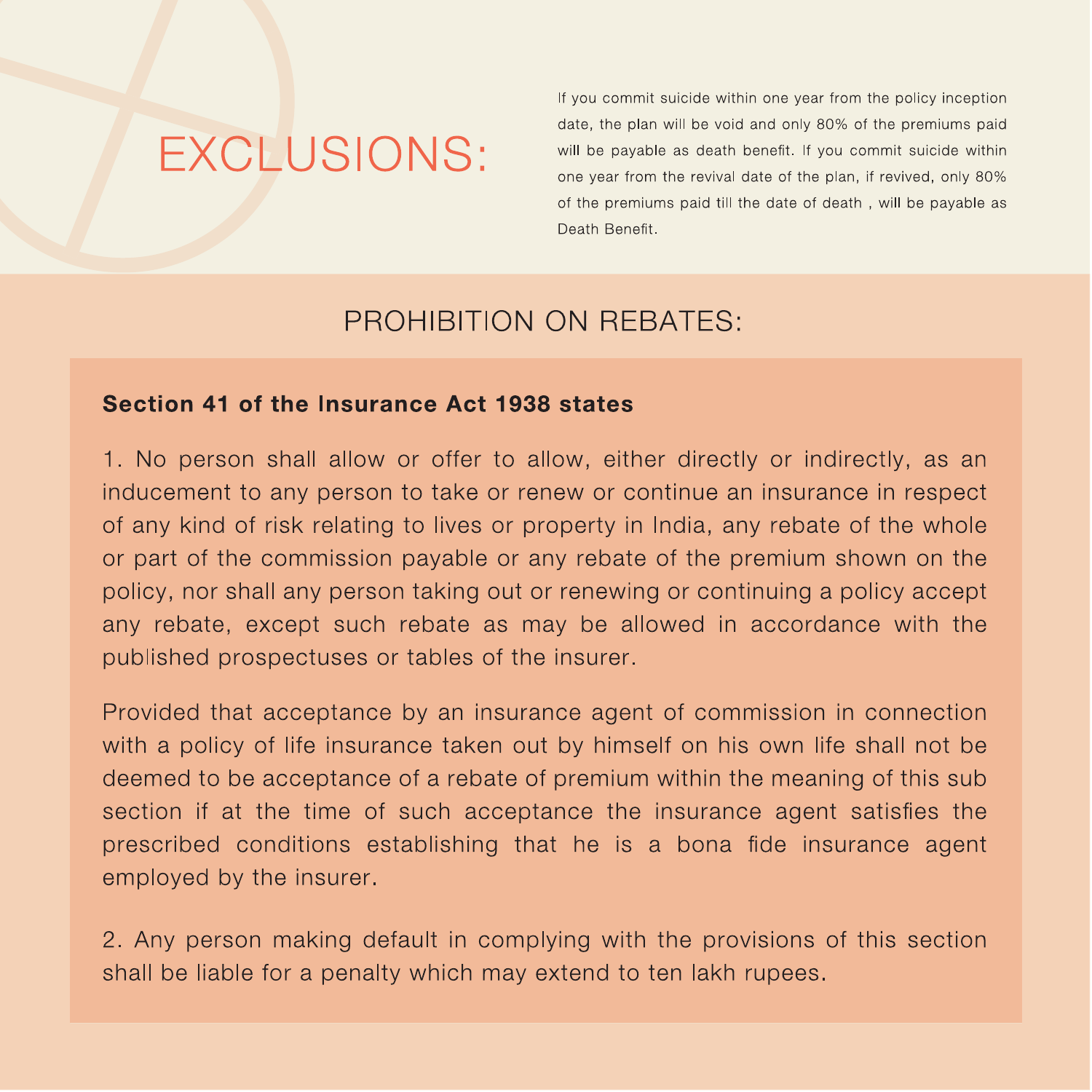## EXCLUSIONS:

If you commit suicide within one year from the policy inception date, the plan will be void and only 80% of the premiums paid will be payable as death benefit. If you commit suicide within one year from the revival date of the plan, if revived, only 80% of the premiums paid till the date of death , will be payable as Death Benefit.

## PROHIBITION ON REBATES:

**Section 41 of the Insurance Act 1938 states**

1. No person shall allow or offer to allow, either directly or indirectly, as an inducement to any person to take or renew or continue an insurance in respect of any kind of risk relating to lives or property in India, any rebate of the whole or part of the commission payable or any rebate of the premium shown on the policy, nor shall any person taking out or renewing or continuing a policy accept any rebate, except such rebate as may be allowed in accordance with the published prospectuses or tables of the insurer.

Provided that acceptance by an insurance agent of commission in connection with a policy of life insurance taken out by himself on his own life shall not be deemed to be acceptance of a rebate of premium within the meaning of this sub section if at the time of such acceptance the insurance agent satisfies the prescribed conditions establishing that he is a bona fide insurance agent employed by the insurer.

2. Any person making default in complying with the provisions of this section shall be liable for a penalty which may extend to ten lakh rupees.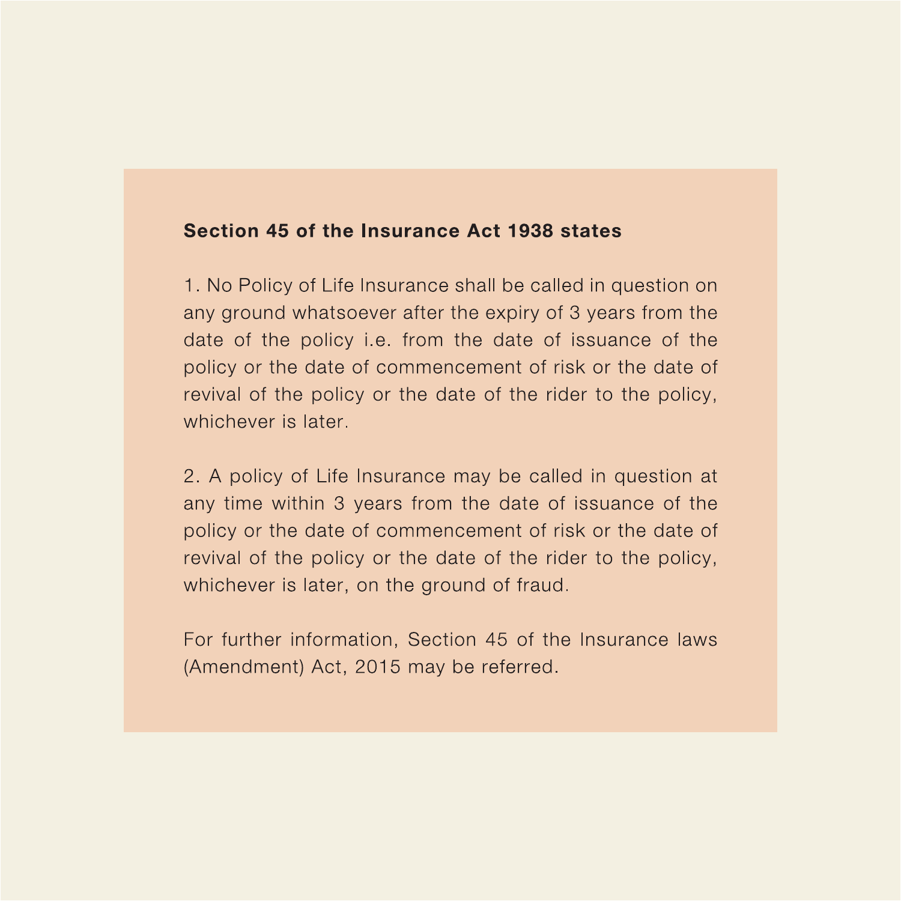**Section 45 of the Insurance Act 1938 states**

1. No Policy of Life Insurance shall be called in question on any ground whatsoever after the expiry of 3 years from the date of the policy i.e. from the date of issuance of the policy or the date of commencement of risk or the date of revival of the policy or the date of the rider to the policy, whichever is later.

2. A policy of Life Insurance may be called in question at any time within 3 years from the date of issuance of the policy or the date of commencement of risk or the date of revival of the policy or the date of the rider to the policy, whichever is later, on the ground of fraud.

For further information, Section 45 of the Insurance laws (Amendment) Act, 2015 may be referred.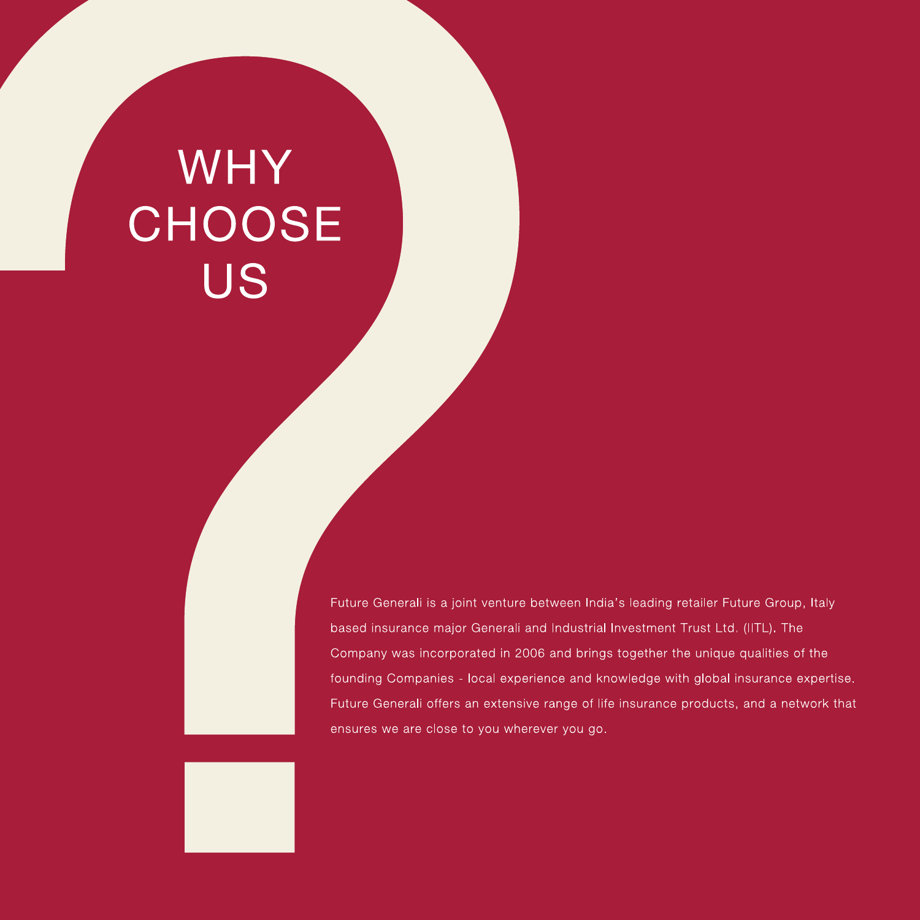# WHY CHOOSE US

Future Generali is a joint venture between India's leading retailer Future Group, Italy based insurance major Generali and Industrial Investment Trust Ltd. (IITL). The Company was incorporated in 2006 and brings together the unique qualities of the founding Companies - local experience and knowledge with global insurance expertise. Future Generali offers an extensive range of life insurance products, and a network that ensures we are close to you wherever you go.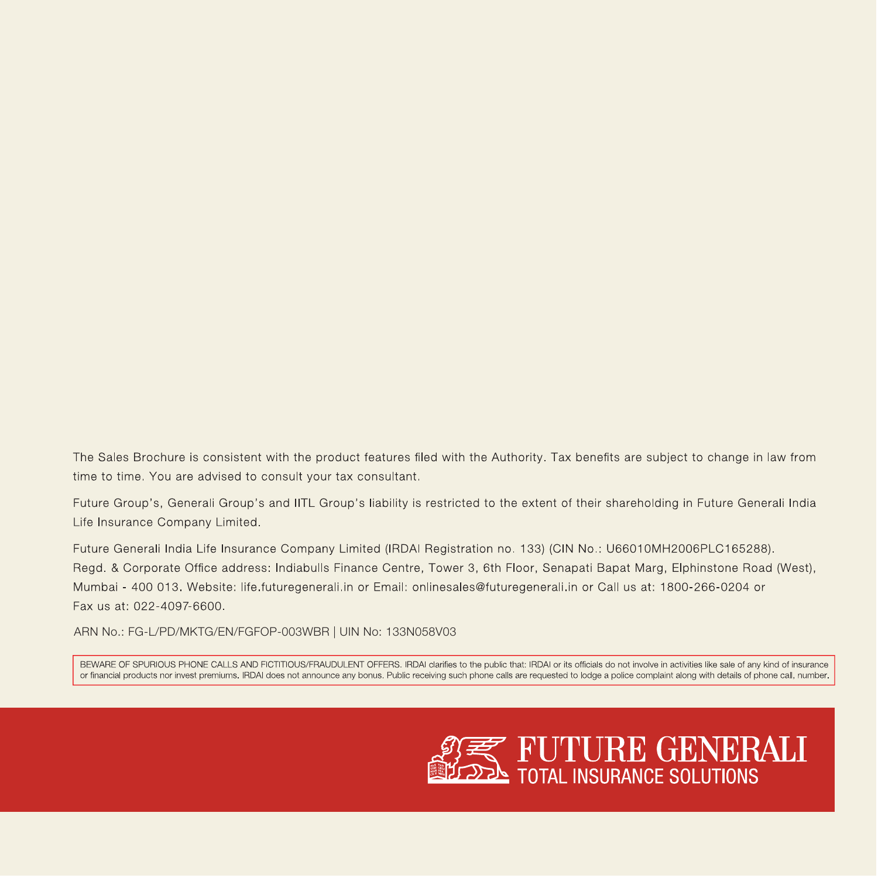The Sales Brochure is consistent with the product features filed with the Authority. Tax benefits are subject to change in law from time to time. You are advised to consult your tax consultant.

Future Group's, Generali Group's and IITL Group's liability is restricted to the extent of their shareholding in Future Generali India Life Insurance Company Limited.

Future Generali India Life Insurance Company Limited (IRDAI Registration no. 133) (CIN No.: U66010MH2006PLC165288). Regd. & Corporate Office address: Indiabulls Finance Centre, Tower 3, 6th Floor, Senapati Bapat Marg, Elphinstone Road (West), Mumbai - 400 013. Website: life.futuregenerali.in or Email: onlinesales@futuregenerali.in or Call us at: 1800-266-0204 or Fax us at: 022-4097-6600.

ARN No.: FG-L/PD/MKTG/EN/FGFOP-003WBR | UIN No: 133N058V03

BEWARE OF SPURIOUS PHONE CALLS AND FICTITIOUS/FRAUDULENT OFFERS. IRDAI clarifies to the public that: IRDAI or its officials do not involve in activities like sale of any kind of insurance or financial products nor invest premiums. IRDAI does not announce any bonus. Public receiving such phone calls are requested to lodge a police complaint along with details of phone call, number.

FUTURE GENERALI
TOTAL INSURANCE SOLUTIONS